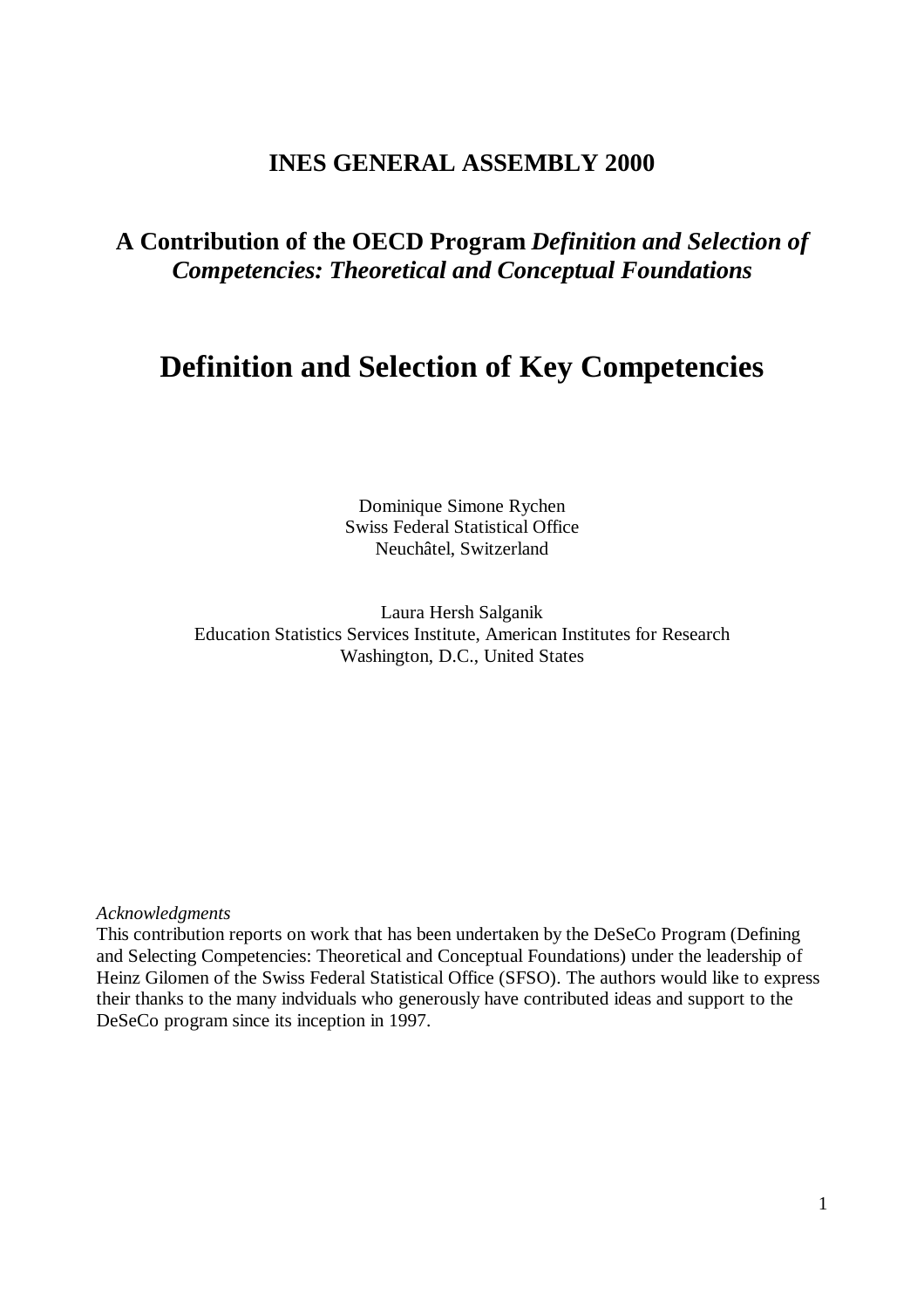**INES GENERAL ASSEMBLY 2000**

**A Contribution of the OECD Program *Definition and Selection of Competencies: Theoretical and Conceptual Foundations***

# Definition and Selection of Key Competencies

Dominique Simone Rychen
Swiss Federal Statistical Office
Neuchâtel, Switzerland

Laura Hersh Salganik
Education Statistics Services Institute, American Institutes for Research
Washington, D.C., United States

*Acknowledgments*
This contribution reports on work that has been undertaken by the DeSeCo Program (Defining and Selecting Competencies: Theoretical and Conceptual Foundations) under the leadership of Heinz Gilomen of the Swiss Federal Statistical Office (SFSO). The authors would like to express their thanks to the many indviduals who generously have contributed ideas and support to the DeSeCo program since its inception in 1997.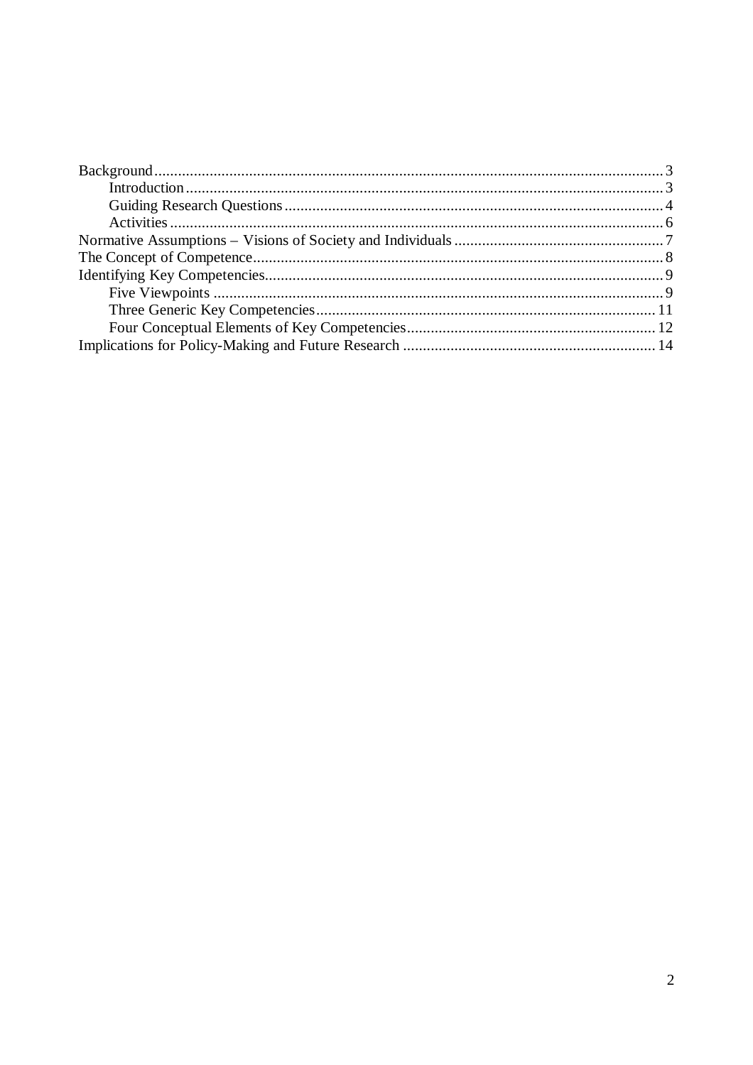Background ........................................................................................................................ 3
    Introduction ................................................................................................................ 3
    Guiding Research Questions ........................................................................................ 4
    Activities ..................................................................................................................... 6
Normative Assumptions – Visions of Society and Individuals ............................................ 7
The Concept of Competence ............................................................................................... 8
Identifying Key Competencies ............................................................................................. 9
    Five Viewpoints .......................................................................................................... 9
    Three Generic Key Competencies ............................................................................... 11
    Four Conceptual Elements of Key Competencies ........................................................ 12
Implications for Policy-Making and Future Research ........................................................ 14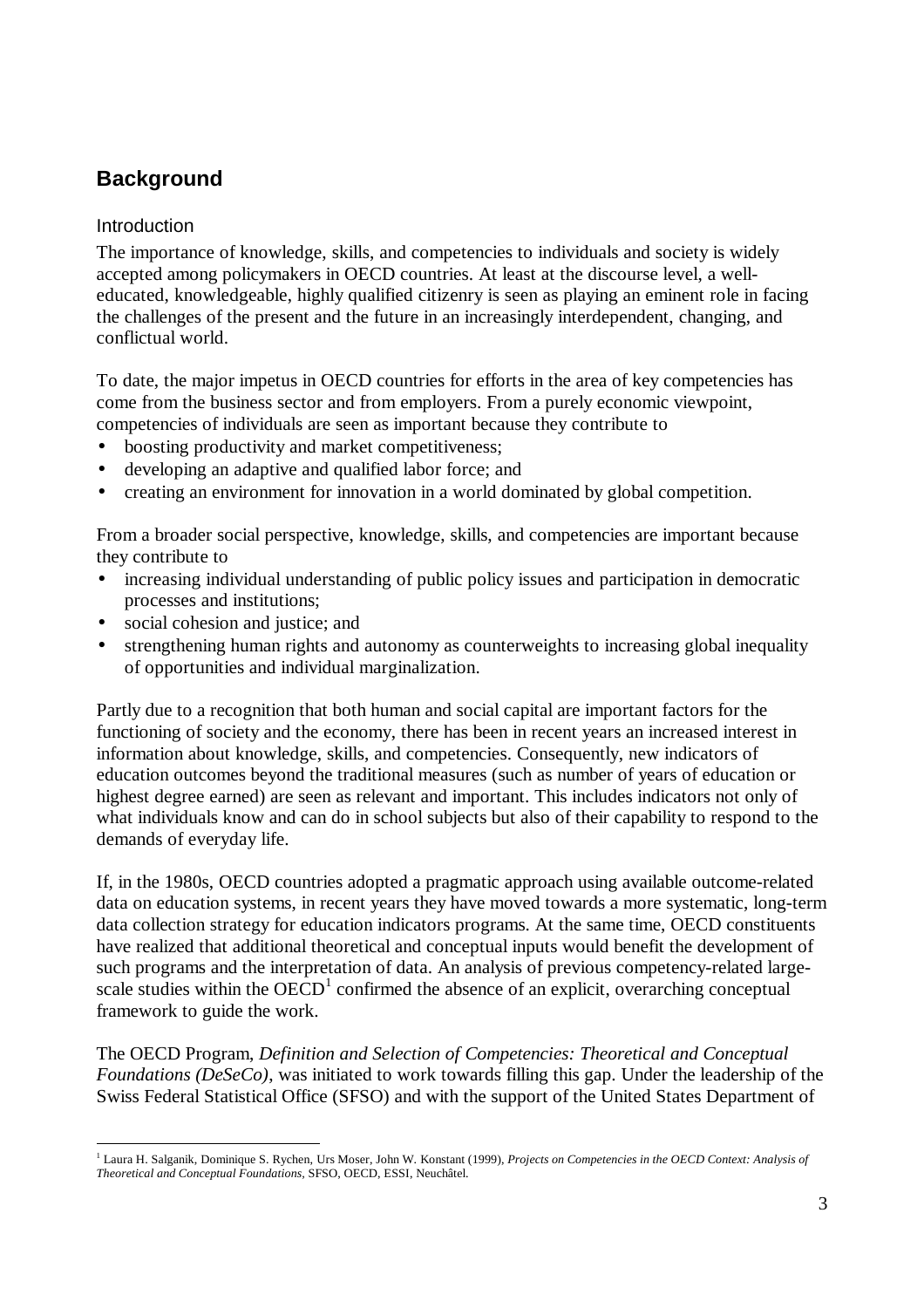## Background

### Introduction

The importance of knowledge, skills, and competencies to individuals and society is widely accepted among policymakers in OECD countries. At least at the discourse level, a well-educated, knowledgeable, highly qualified citizenry is seen as playing an eminent role in facing the challenges of the present and the future in an increasingly interdependent, changing, and conflictual world.

To date, the major impetus in OECD countries for efforts in the area of key competencies has come from the business sector and from employers. From a purely economic viewpoint, competencies of individuals are seen as important because they contribute to

- boosting productivity and market competitiveness;
- developing an adaptive and qualified labor force; and
- creating an environment for innovation in a world dominated by global competition.

From a broader social perspective, knowledge, skills, and competencies are important because they contribute to

- increasing individual understanding of public policy issues and participation in democratic processes and institutions;
- social cohesion and justice; and
- strengthening human rights and autonomy as counterweights to increasing global inequality of opportunities and individual marginalization.

Partly due to a recognition that both human and social capital are important factors for the functioning of society and the economy, there has been in recent years an increased interest in information about knowledge, skills, and competencies. Consequently, new indicators of education outcomes beyond the traditional measures (such as number of years of education or highest degree earned) are seen as relevant and important. This includes indicators not only of what individuals know and can do in school subjects but also of their capability to respond to the demands of everyday life.

If, in the 1980s, OECD countries adopted a pragmatic approach using available outcome-related data on education systems, in recent years they have moved towards a more systematic, long-term data collection strategy for education indicators programs. At the same time, OECD constituents have realized that additional theoretical and conceptual inputs would benefit the development of such programs and the interpretation of data. An analysis of previous competency-related large-scale studies within the OECD[1] confirmed the absence of an explicit, overarching conceptual framework to guide the work.

The OECD Program, *Definition and Selection of Competencies: Theoretical and Conceptual Foundations (DeSeCo)*, was initiated to work towards filling this gap. Under the leadership of the Swiss Federal Statistical Office (SFSO) and with the support of the United States Department of

[1] Laura H. Salganik, Dominique S. Rychen, Urs Moser, John W. Konstant (1999), *Projects on Competencies in the OECD Context: Analysis of Theoretical and Conceptual Foundations*, SFSO, OECD, ESSI, Neuchâtel.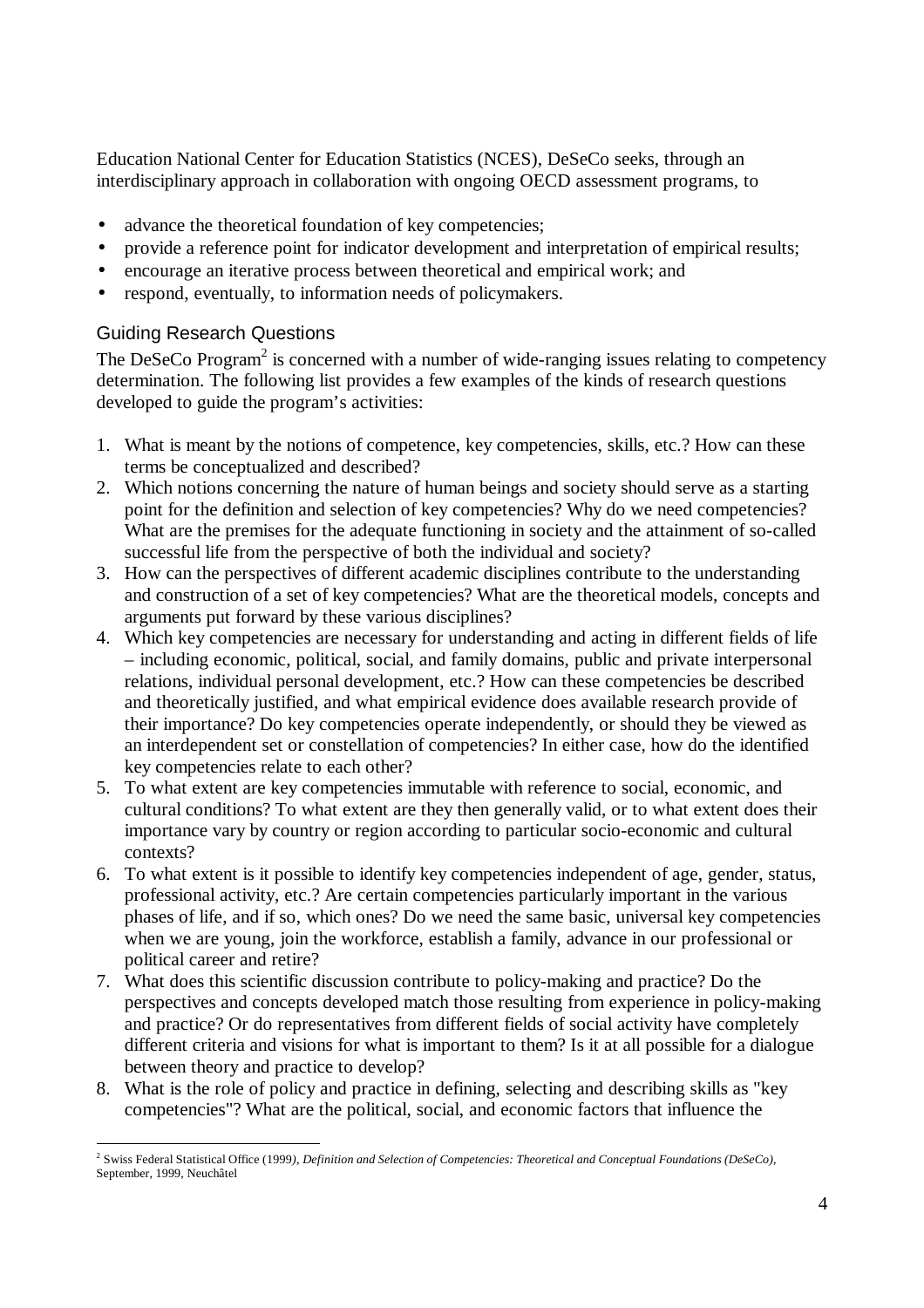Education National Center for Education Statistics (NCES), DeSeCo seeks, through an interdisciplinary approach in collaboration with ongoing OECD assessment programs, to

- advance the theoretical foundation of key competencies;
- provide a reference point for indicator development and interpretation of empirical results;
- encourage an iterative process between theoretical and empirical work; and
- respond, eventually, to information needs of policymakers.

### Guiding Research Questions

The DeSeCo Program[2] is concerned with a number of wide-ranging issues relating to competency determination. The following list provides a few examples of the kinds of research questions developed to guide the program's activities:

1. What is meant by the notions of competence, key competencies, skills, etc.? How can these terms be conceptualized and described?
2. Which notions concerning the nature of human beings and society should serve as a starting point for the definition and selection of key competencies? Why do we need competencies? What are the premises for the adequate functioning in society and the attainment of so-called successful life from the perspective of both the individual and society?
3. How can the perspectives of different academic disciplines contribute to the understanding and construction of a set of key competencies? What are the theoretical models, concepts and arguments put forward by these various disciplines?
4. Which key competencies are necessary for understanding and acting in different fields of life – including economic, political, social, and family domains, public and private interpersonal relations, individual personal development, etc.? How can these competencies be described and theoretically justified, and what empirical evidence does available research provide of their importance? Do key competencies operate independently, or should they be viewed as an interdependent set or constellation of competencies? In either case, how do the identified key competencies relate to each other?
5. To what extent are key competencies immutable with reference to social, economic, and cultural conditions? To what extent are they then generally valid, or to what extent does their importance vary by country or region according to particular socio-economic and cultural contexts?
6. To what extent is it possible to identify key competencies independent of age, gender, status, professional activity, etc.? Are certain competencies particularly important in the various phases of life, and if so, which ones? Do we need the same basic, universal key competencies when we are young, join the workforce, establish a family, advance in our professional or political career and retire?
7. What does this scientific discussion contribute to policy-making and practice? Do the perspectives and concepts developed match those resulting from experience in policy-making and practice? Or do representatives from different fields of social activity have completely different criteria and visions for what is important to them? Is it at all possible for a dialogue between theory and practice to develop?
8. What is the role of policy and practice in defining, selecting and describing skills as "key competencies"? What are the political, social, and economic factors that influence the

---

[2] Swiss Federal Statistical Office (1999*), Definition and Selection of Competencies: Theoretical and Conceptual Foundations (DeSeCo)*, September, 1999, Neuchâtel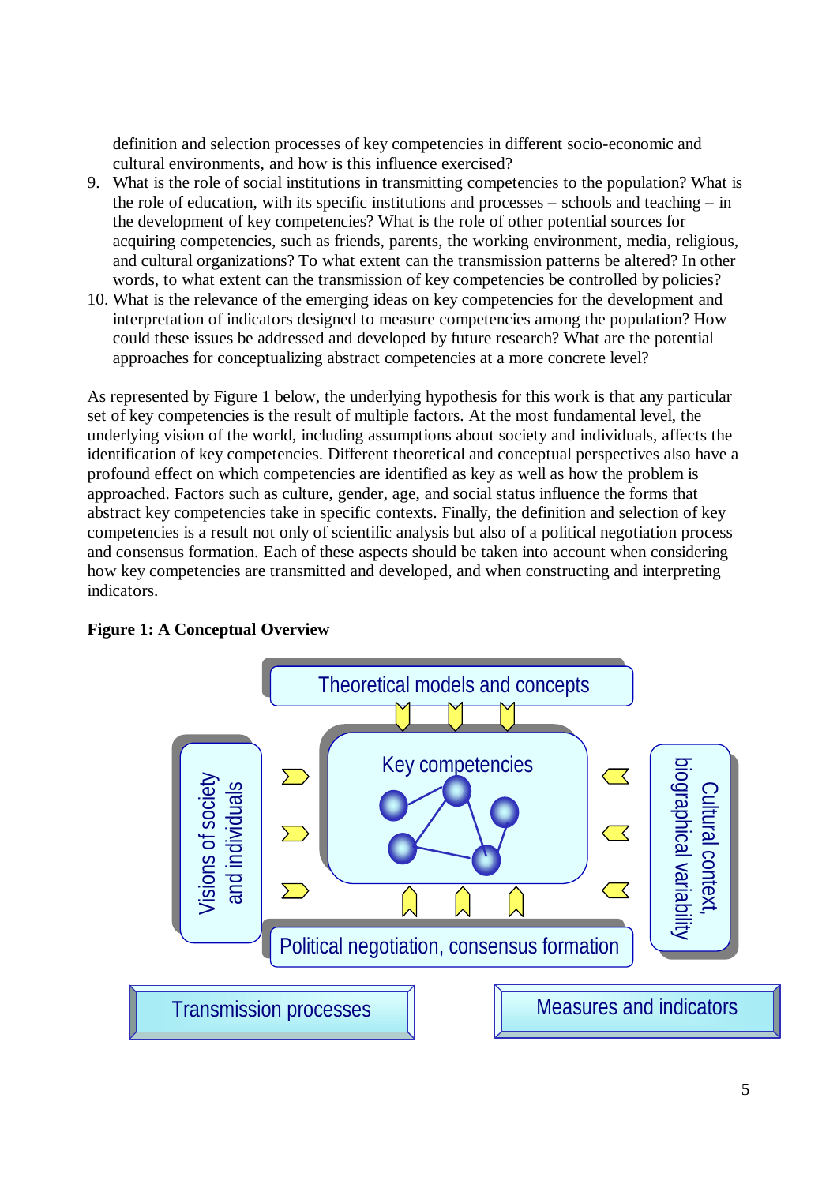definition and selection processes of key competencies in different socio-economic and cultural environments, and how is this influence exercised?

9. What is the role of social institutions in transmitting competencies to the population? What is the role of education, with its specific institutions and processes – schools and teaching – in the development of key competencies? What is the role of other potential sources for acquiring competencies, such as friends, parents, the working environment, media, religious, and cultural organizations? To what extent can the transmission patterns be altered? In other words, to what extent can the transmission of key competencies be controlled by policies?
10. What is the relevance of the emerging ideas on key competencies for the development and interpretation of indicators designed to measure competencies among the population? How could these issues be addressed and developed by future research? What are the potential approaches for conceptualizing abstract competencies at a more concrete level?

As represented by Figure 1 below, the underlying hypothesis for this work is that any particular set of key competencies is the result of multiple factors. At the most fundamental level, the underlying vision of the world, including assumptions about society and individuals, affects the identification of key competencies. Different theoretical and conceptual perspectives also have a profound effect on which competencies are identified as key as well as how the problem is approached. Factors such as culture, gender, age, and social status influence the forms that abstract key competencies take in specific contexts. Finally, the definition and selection of key competencies is a result not only of scientific analysis but also of a political negotiation process and consensus formation. Each of these aspects should be taken into account when considering how key competencies are transmitted and developed, and when constructing and interpreting indicators.

**Figure 1: A Conceptual Overview**

Theoretical models and concepts

Visions of society and individuals

Key competencies

Cultural context, biographical variability

Political negotiation, consensus formation

Transmission processes

Measures and indicators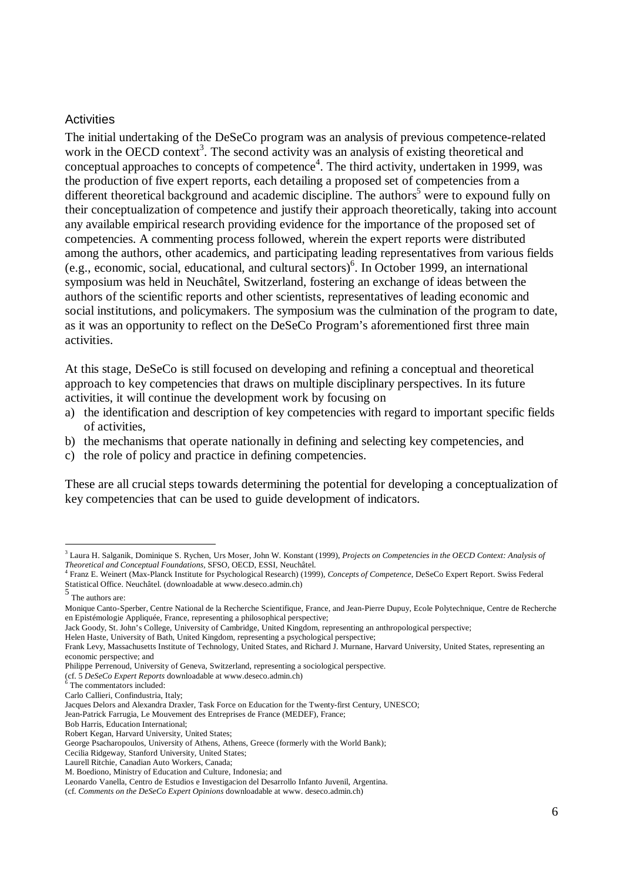### Activities

The initial undertaking of the DeSeCo program was an analysis of previous competence-related work in the OECD context[3]. The second activity was an analysis of existing theoretical and conceptual approaches to concepts of competence[4]. The third activity, undertaken in 1999, was the production of five expert reports, each detailing a proposed set of competencies from a different theoretical background and academic discipline. The authors[5] were to expound fully on their conceptualization of competence and justify their approach theoretically, taking into account any available empirical research providing evidence for the importance of the proposed set of competencies. A commenting process followed, wherein the expert reports were distributed among the authors, other academics, and participating leading representatives from various fields (e.g., economic, social, educational, and cultural sectors)[6]. In October 1999, an international symposium was held in Neuchâtel, Switzerland, fostering an exchange of ideas between the authors of the scientific reports and other scientists, representatives of leading economic and social institutions, and policymakers. The symposium was the culmination of the program to date, as it was an opportunity to reflect on the DeSeCo Program's aforementioned first three main activities.

At this stage, DeSeCo is still focused on developing and refining a conceptual and theoretical approach to key competencies that draws on multiple disciplinary perspectives. In its future activities, it will continue the development work by focusing on

a) the identification and description of key competencies with regard to important specific fields of activities,
b) the mechanisms that operate nationally in defining and selecting key competencies, and
c) the role of policy and practice in defining competencies.

These are all crucial steps towards determining the potential for developing a conceptualization of key competencies that can be used to guide development of indicators.

---

[3] Laura H. Salganik, Dominique S. Rychen, Urs Moser, John W. Konstant (1999), *Projects on Competencies in the OECD Context: Analysis of Theoretical and Conceptual Foundations*, SFSO, OECD, ESSI, Neuchâtel.

[4] Franz E. Weinert (Max-Planck Institute for Psychological Research) (1999), *Concepts of Competence*, DeSeCo Expert Report. Swiss Federal Statistical Office. Neuchâtel. (downloadable at www.deseco.admin.ch)

[5] The authors are:

Monique Canto-Sperber, Centre National de la Recherche Scientifique, France, and Jean-Pierre Dupuy, Ecole Polytechnique, Centre de Recherche en Epistémologie Appliquée, France, representing a philosophical perspective;
Jack Goody, St. John's College, University of Cambridge, United Kingdom, representing an anthropological perspective;
Helen Haste, University of Bath, United Kingdom, representing a psychological perspective;
Frank Levy, Massachusetts Institute of Technology, United States, and Richard J. Murnane, Harvard University, United States, representing an economic perspective; and
Philippe Perrenoud, University of Geneva, Switzerland, representing a sociological perspective.
(cf. 5 *DeSeCo Expert Reports* downloadable at www.deseco.admin.ch)

[6] The commentators included:
Carlo Callieri, Confindustria, Italy;
Jacques Delors and Alexandra Draxler, Task Force on Education for the Twenty-first Century, UNESCO;
Jean-Patrick Farrugia, Le Mouvement des Entreprises de France (MEDEF), France;
Bob Harris, Education International;
Robert Kegan, Harvard University, United States;
George Psacharopoulos, University of Athens, Athens, Greece (formerly with the World Bank);
Cecilia Ridgeway, Stanford University, United States;
Laurell Ritchie, Canadian Auto Workers, Canada;
M. Boediono, Ministry of Education and Culture, Indonesia; and
Leonardo Vanella, Centro de Estudios e Investigacion del Desarrollo Infanto Juvenil, Argentina.
(cf. *Comments on the DeSeCo Expert Opinions* downloadable at www. deseco.admin.ch)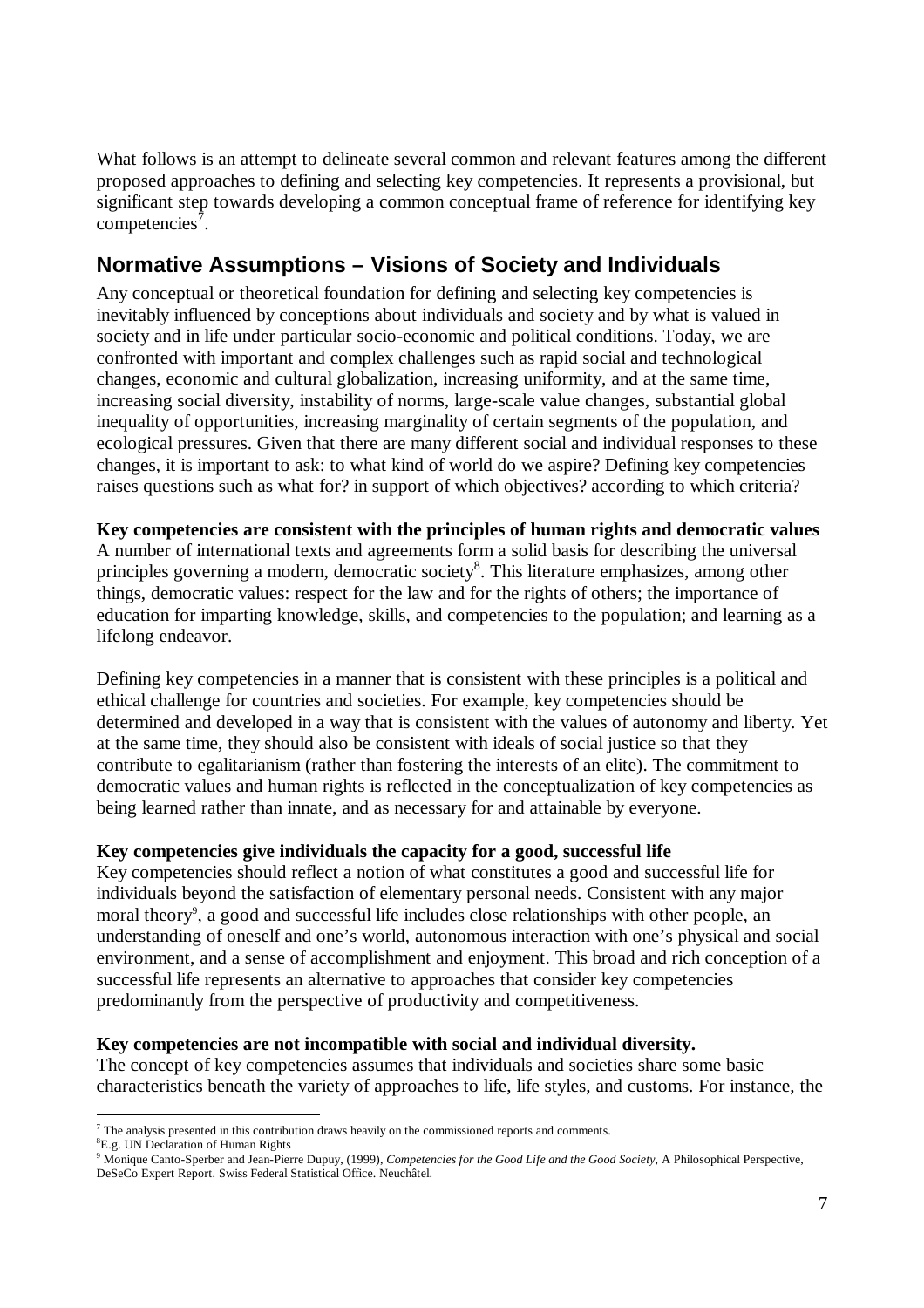What follows is an attempt to delineate several common and relevant features among the different proposed approaches to defining and selecting key competencies. It represents a provisional, but significant step towards developing a common conceptual frame of reference for identifying key competencies[7].

## Normative Assumptions – Visions of Society and Individuals

Any conceptual or theoretical foundation for defining and selecting key competencies is inevitably influenced by conceptions about individuals and society and by what is valued in society and in life under particular socio-economic and political conditions. Today, we are confronted with important and complex challenges such as rapid social and technological changes, economic and cultural globalization, increasing uniformity, and at the same time, increasing social diversity, instability of norms, large-scale value changes, substantial global inequality of opportunities, increasing marginality of certain segments of the population, and ecological pressures. Given that there are many different social and individual responses to these changes, it is important to ask: to what kind of world do we aspire? Defining key competencies raises questions such as what for? in support of which objectives? according to which criteria?

**Key competencies are consistent with the principles of human rights and democratic values**

A number of international texts and agreements form a solid basis for describing the universal principles governing a modern, democratic society[8]. This literature emphasizes, among other things, democratic values: respect for the law and for the rights of others; the importance of education for imparting knowledge, skills, and competencies to the population; and learning as a lifelong endeavor.

Defining key competencies in a manner that is consistent with these principles is a political and ethical challenge for countries and societies. For example, key competencies should be determined and developed in a way that is consistent with the values of autonomy and liberty. Yet at the same time, they should also be consistent with ideals of social justice so that they contribute to egalitarianism (rather than fostering the interests of an elite). The commitment to democratic values and human rights is reflected in the conceptualization of key competencies as being learned rather than innate, and as necessary for and attainable by everyone.

**Key competencies give individuals the capacity for a good, successful life**

Key competencies should reflect a notion of what constitutes a good and successful life for individuals beyond the satisfaction of elementary personal needs. Consistent with any major moral theory[9], a good and successful life includes close relationships with other people, an understanding of oneself and one's world, autonomous interaction with one's physical and social environment, and a sense of accomplishment and enjoyment. This broad and rich conception of a successful life represents an alternative to approaches that consider key competencies predominantly from the perspective of productivity and competitiveness.

**Key competencies are not incompatible with social and individual diversity.**

The concept of key competencies assumes that individuals and societies share some basic characteristics beneath the variety of approaches to life, life styles, and customs. For instance, the

---

[7] The analysis presented in this contribution draws heavily on the commissioned reports and comments.

[8] E.g. UN Declaration of Human Rights

[9] Monique Canto-Sperber and Jean-Pierre Dupuy, (1999), *Competencies for the Good Life and the Good Society*, A Philosophical Perspective, DeSeCo Expert Report. Swiss Federal Statistical Office. Neuchâtel.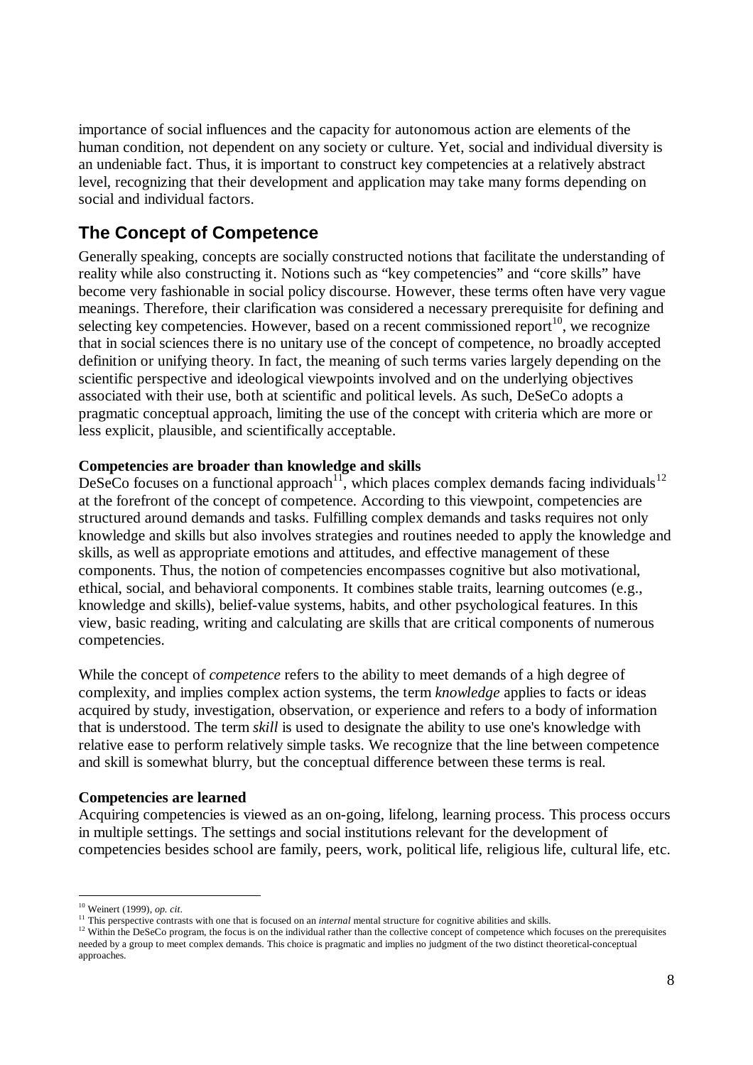importance of social influences and the capacity for autonomous action are elements of the human condition, not dependent on any society or culture. Yet, social and individual diversity is an undeniable fact. Thus, it is important to construct key competencies at a relatively abstract level, recognizing that their development and application may take many forms depending on social and individual factors.

## The Concept of Competence

Generally speaking, concepts are socially constructed notions that facilitate the understanding of reality while also constructing it. Notions such as "key competencies" and "core skills" have become very fashionable in social policy discourse. However, these terms often have very vague meanings. Therefore, their clarification was considered a necessary prerequisite for defining and selecting key competencies. However, based on a recent commissioned report[10], we recognize that in social sciences there is no unitary use of the concept of competence, no broadly accepted definition or unifying theory. In fact, the meaning of such terms varies largely depending on the scientific perspective and ideological viewpoints involved and on the underlying objectives associated with their use, both at scientific and political levels. As such, DeSeCo adopts a pragmatic conceptual approach, limiting the use of the concept with criteria which are more or less explicit, plausible, and scientifically acceptable.

**Competencies are broader than knowledge and skills**

DeSeCo focuses on a functional approach[11], which places complex demands facing individuals[12] at the forefront of the concept of competence. According to this viewpoint, competencies are structured around demands and tasks. Fulfilling complex demands and tasks requires not only knowledge and skills but also involves strategies and routines needed to apply the knowledge and skills, as well as appropriate emotions and attitudes, and effective management of these components. Thus, the notion of competencies encompasses cognitive but also motivational, ethical, social, and behavioral components. It combines stable traits, learning outcomes (e.g., knowledge and skills), belief-value systems, habits, and other psychological features. In this view, basic reading, writing and calculating are skills that are critical components of numerous competencies.

While the concept of *competence* refers to the ability to meet demands of a high degree of complexity, and implies complex action systems, the term *knowledge* applies to facts or ideas acquired by study, investigation, observation, or experience and refers to a body of information that is understood. The term *skill* is used to designate the ability to use one's knowledge with relative ease to perform relatively simple tasks. We recognize that the line between competence and skill is somewhat blurry, but the conceptual difference between these terms is real.

**Competencies are learned**

Acquiring competencies is viewed as an on-going, lifelong, learning process. This process occurs in multiple settings. The settings and social institutions relevant for the development of competencies besides school are family, peers, work, political life, religious life, cultural life, etc.

---

[10] Weinert (1999), *op. cit*.

[11] This perspective contrasts with one that is focused on an *internal* mental structure for cognitive abilities and skills.

[12] Within the DeSeCo program, the focus is on the individual rather than the collective concept of competence which focuses on the prerequisites needed by a group to meet complex demands. This choice is pragmatic and implies no judgment of the two distinct theoretical-conceptual approaches.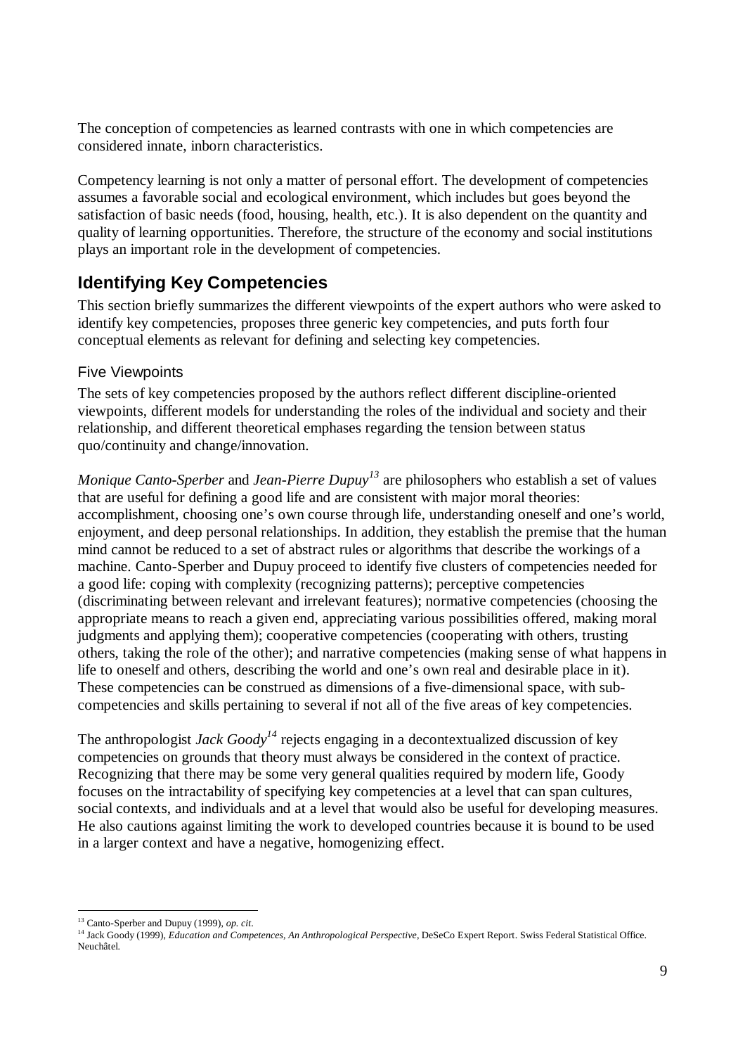The conception of competencies as learned contrasts with one in which competencies are considered innate, inborn characteristics.

Competency learning is not only a matter of personal effort. The development of competencies assumes a favorable social and ecological environment, which includes but goes beyond the satisfaction of basic needs (food, housing, health, etc.). It is also dependent on the quantity and quality of learning opportunities. Therefore, the structure of the economy and social institutions plays an important role in the development of competencies.

## Identifying Key Competencies

This section briefly summarizes the different viewpoints of the expert authors who were asked to identify key competencies, proposes three generic key competencies, and puts forth four conceptual elements as relevant for defining and selecting key competencies.

### Five Viewpoints

The sets of key competencies proposed by the authors reflect different discipline-oriented viewpoints, different models for understanding the roles of the individual and society and their relationship, and different theoretical emphases regarding the tension between status quo/continuity and change/innovation.

*Monique Canto-Sperber* and *Jean-Pierre Dupuy*[13] are philosophers who establish a set of values that are useful for defining a good life and are consistent with major moral theories: accomplishment, choosing one's own course through life, understanding oneself and one's world, enjoyment, and deep personal relationships. In addition, they establish the premise that the human mind cannot be reduced to a set of abstract rules or algorithms that describe the workings of a machine. Canto-Sperber and Dupuy proceed to identify five clusters of competencies needed for a good life: coping with complexity (recognizing patterns); perceptive competencies (discriminating between relevant and irrelevant features); normative competencies (choosing the appropriate means to reach a given end, appreciating various possibilities offered, making moral judgments and applying them); cooperative competencies (cooperating with others, trusting others, taking the role of the other); and narrative competencies (making sense of what happens in life to oneself and others, describing the world and one's own real and desirable place in it). These competencies can be construed as dimensions of a five-dimensional space, with sub-competencies and skills pertaining to several if not all of the five areas of key competencies.

The anthropologist *Jack Goody*[14] rejects engaging in a decontextualized discussion of key competencies on grounds that theory must always be considered in the context of practice. Recognizing that there may be some very general qualities required by modern life, Goody focuses on the intractability of specifying key competencies at a level that can span cultures, social contexts, and individuals and at a level that would also be useful for developing measures. He also cautions against limiting the work to developed countries because it is bound to be used in a larger context and have a negative, homogenizing effect.

---

[13] Canto-Sperber and Dupuy (1999), *op. cit*.

[14] Jack Goody (1999), *Education and Competences, An Anthropological Perspective*, DeSeCo Expert Report. Swiss Federal Statistical Office. Neuchâtel.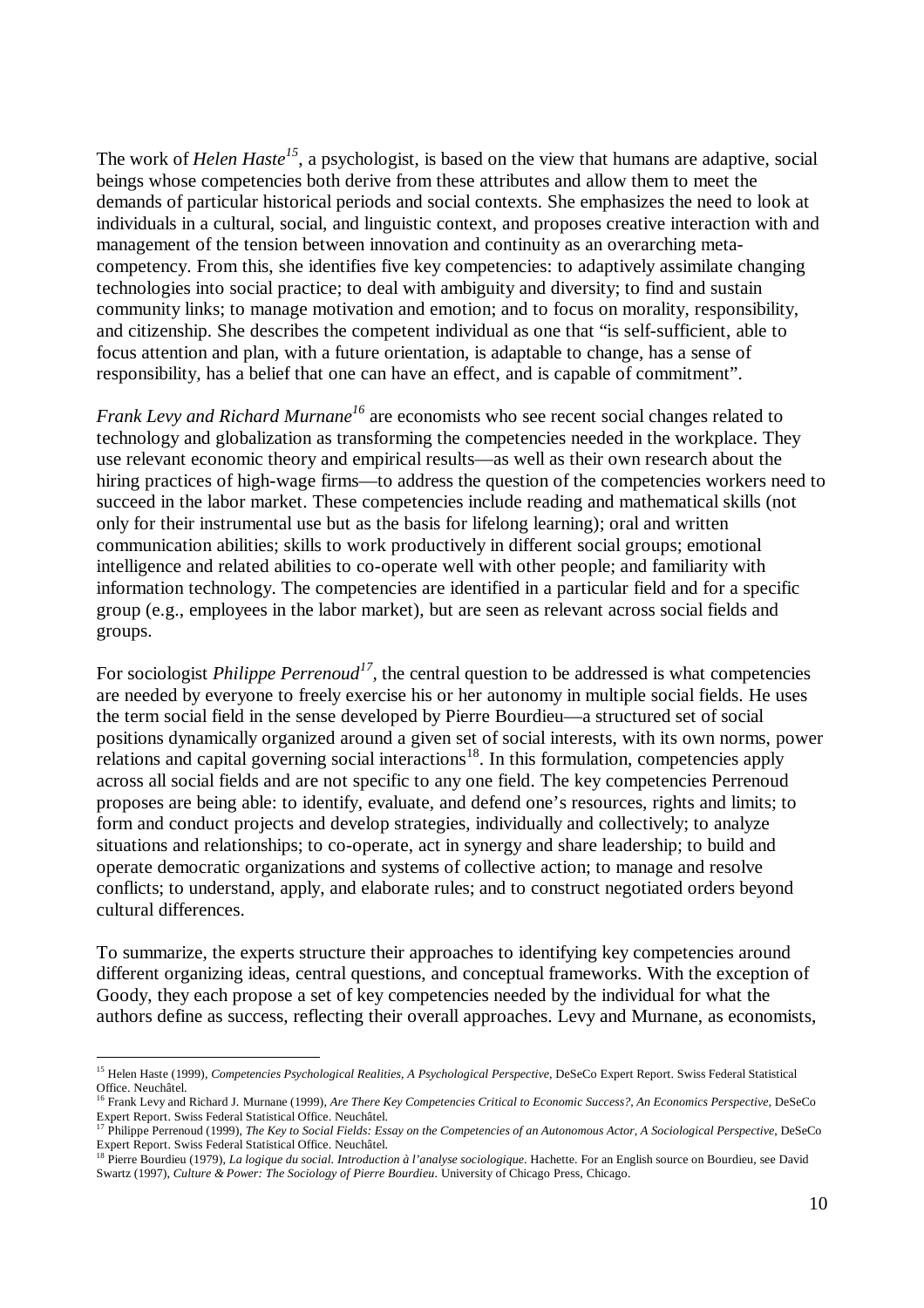The work of *Helen Haste*[15], a psychologist, is based on the view that humans are adaptive, social beings whose competencies both derive from these attributes and allow them to meet the demands of particular historical periods and social contexts. She emphasizes the need to look at individuals in a cultural, social, and linguistic context, and proposes creative interaction with and management of the tension between innovation and continuity as an overarching meta-competency. From this, she identifies five key competencies: to adaptively assimilate changing technologies into social practice; to deal with ambiguity and diversity; to find and sustain community links; to manage motivation and emotion; and to focus on morality, responsibility, and citizenship. She describes the competent individual as one that "is self-sufficient, able to focus attention and plan, with a future orientation, is adaptable to change, has a sense of responsibility, has a belief that one can have an effect, and is capable of commitment".

*Frank Levy and Richard Murnane*[16] are economists who see recent social changes related to technology and globalization as transforming the competencies needed in the workplace. They use relevant economic theory and empirical results—as well as their own research about the hiring practices of high-wage firms—to address the question of the competencies workers need to succeed in the labor market. These competencies include reading and mathematical skills (not only for their instrumental use but as the basis for lifelong learning); oral and written communication abilities; skills to work productively in different social groups; emotional intelligence and related abilities to co-operate well with other people; and familiarity with information technology. The competencies are identified in a particular field and for a specific group (e.g., employees in the labor market), but are seen as relevant across social fields and groups.

For sociologist *Philippe Perrenoud*[17], the central question to be addressed is what competencies are needed by everyone to freely exercise his or her autonomy in multiple social fields. He uses the term social field in the sense developed by Pierre Bourdieu—a structured set of social positions dynamically organized around a given set of social interests, with its own norms, power relations and capital governing social interactions[18]. In this formulation, competencies apply across all social fields and are not specific to any one field. The key competencies Perrenoud proposes are being able: to identify, evaluate, and defend one's resources, rights and limits; to form and conduct projects and develop strategies, individually and collectively; to analyze situations and relationships; to co-operate, act in synergy and share leadership; to build and operate democratic organizations and systems of collective action; to manage and resolve conflicts; to understand, apply, and elaborate rules; and to construct negotiated orders beyond cultural differences.

To summarize, the experts structure their approaches to identifying key competencies around different organizing ideas, central questions, and conceptual frameworks. With the exception of Goody, they each propose a set of key competencies needed by the individual for what the authors define as success, reflecting their overall approaches. Levy and Murnane, as economists,

---

[15] Helen Haste (1999), *Competencies Psychological Realities, A Psychological Perspective*, DeSeCo Expert Report. Swiss Federal Statistical Office. Neuchâtel.

[16] Frank Levy and Richard J. Murnane (1999), *Are There Key Competencies Critical to Economic Success?, An Economics Perspective*, DeSeCo Expert Report. Swiss Federal Statistical Office. Neuchâtel.

[17] Philippe Perrenoud (1999), *The Key to Social Fields: Essay on the Competencies of an Autonomous Actor, A Sociological Perspective*, DeSeCo Expert Report. Swiss Federal Statistical Office. Neuchâtel.

[18] Pierre Bourdieu (1979), *La logique du social. Introduction à l'analyse sociologique*. Hachette. For an English source on Bourdieu, see David Swartz (1997), *Culture & Power: The Sociology of Pierre Bourdieu*. University of Chicago Press, Chicago.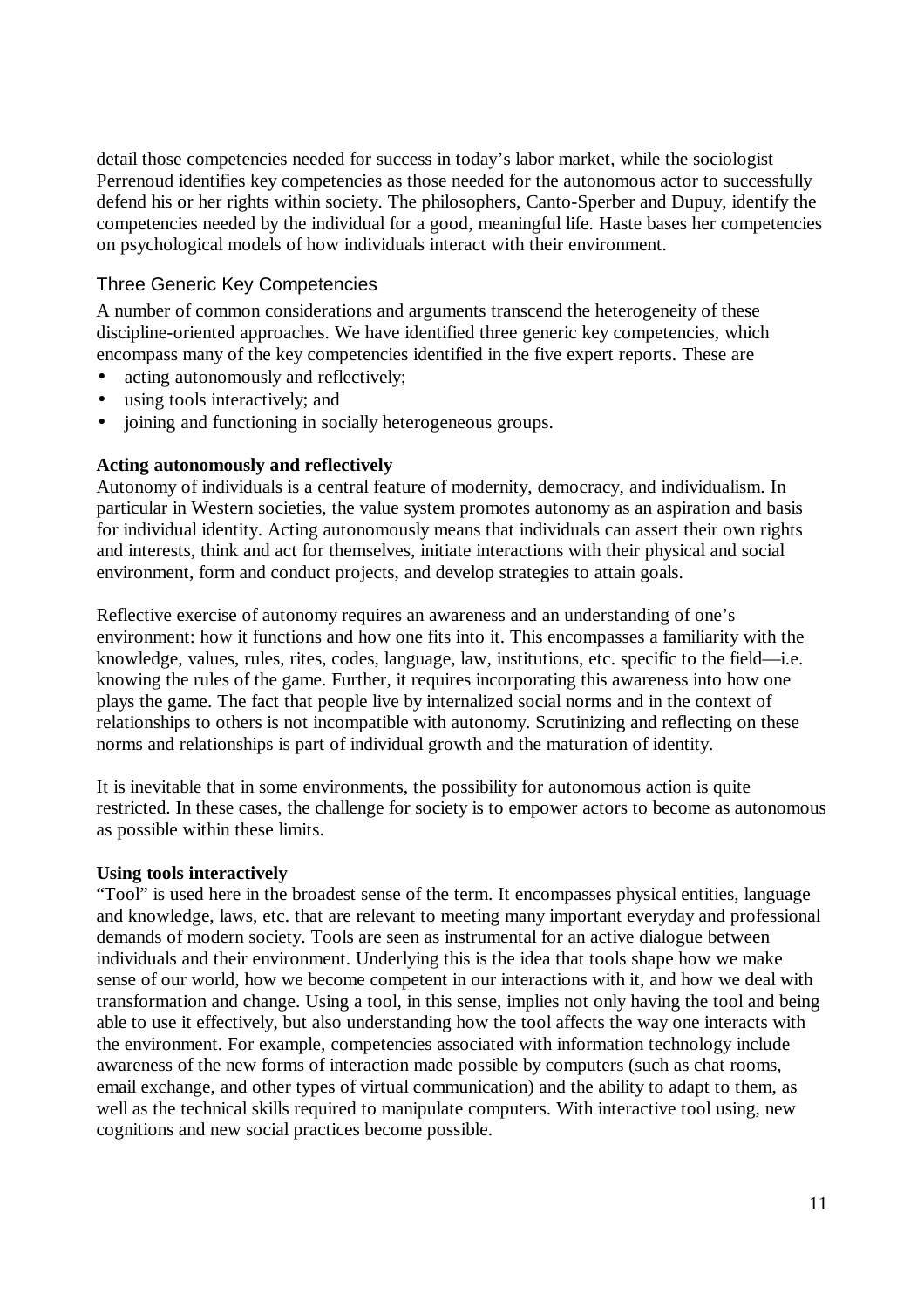detail those competencies needed for success in today's labor market, while the sociologist Perrenoud identifies key competencies as those needed for the autonomous actor to successfully defend his or her rights within society. The philosophers, Canto-Sperber and Dupuy, identify the competencies needed by the individual for a good, meaningful life. Haste bases her competencies on psychological models of how individuals interact with their environment.

## Three Generic Key Competencies

A number of common considerations and arguments transcend the heterogeneity of these discipline-oriented approaches. We have identified three generic key competencies, which encompass many of the key competencies identified in the five expert reports. These are

- acting autonomously and reflectively;
- using tools interactively; and
- joining and functioning in socially heterogeneous groups.

**Acting autonomously and reflectively**

Autonomy of individuals is a central feature of modernity, democracy, and individualism. In particular in Western societies, the value system promotes autonomy as an aspiration and basis for individual identity. Acting autonomously means that individuals can assert their own rights and interests, think and act for themselves, initiate interactions with their physical and social environment, form and conduct projects, and develop strategies to attain goals.

Reflective exercise of autonomy requires an awareness and an understanding of one's environment: how it functions and how one fits into it. This encompasses a familiarity with the knowledge, values, rules, rites, codes, language, law, institutions, etc. specific to the field—i.e. knowing the rules of the game. Further, it requires incorporating this awareness into how one plays the game. The fact that people live by internalized social norms and in the context of relationships to others is not incompatible with autonomy. Scrutinizing and reflecting on these norms and relationships is part of individual growth and the maturation of identity.

It is inevitable that in some environments, the possibility for autonomous action is quite restricted. In these cases, the challenge for society is to empower actors to become as autonomous as possible within these limits.

**Using tools interactively**

"Tool" is used here in the broadest sense of the term. It encompasses physical entities, language and knowledge, laws, etc. that are relevant to meeting many important everyday and professional demands of modern society. Tools are seen as instrumental for an active dialogue between individuals and their environment. Underlying this is the idea that tools shape how we make sense of our world, how we become competent in our interactions with it, and how we deal with transformation and change. Using a tool, in this sense, implies not only having the tool and being able to use it effectively, but also understanding how the tool affects the way one interacts with the environment. For example, competencies associated with information technology include awareness of the new forms of interaction made possible by computers (such as chat rooms, email exchange, and other types of virtual communication) and the ability to adapt to them, as well as the technical skills required to manipulate computers. With interactive tool using, new cognitions and new social practices become possible.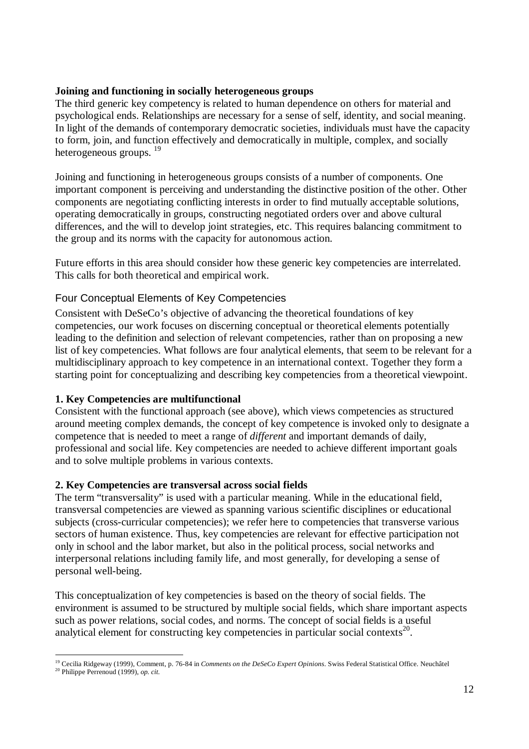**Joining and functioning in socially heterogeneous groups**

The third generic key competency is related to human dependence on others for material and psychological ends. Relationships are necessary for a sense of self, identity, and social meaning. In light of the demands of contemporary democratic societies, individuals must have the capacity to form, join, and function effectively and democratically in multiple, complex, and socially heterogeneous groups. [19]

Joining and functioning in heterogeneous groups consists of a number of components. One important component is perceiving and understanding the distinctive position of the other. Other components are negotiating conflicting interests in order to find mutually acceptable solutions, operating democratically in groups, constructing negotiated orders over and above cultural differences, and the will to develop joint strategies, etc. This requires balancing commitment to the group and its norms with the capacity for autonomous action.

Future efforts in this area should consider how these generic key competencies are interrelated. This calls for both theoretical and empirical work.

## Four Conceptual Elements of Key Competencies

Consistent with DeSeCo's objective of advancing the theoretical foundations of key competencies, our work focuses on discerning conceptual or theoretical elements potentially leading to the definition and selection of relevant competencies, rather than on proposing a new list of key competencies. What follows are four analytical elements, that seem to be relevant for a multidisciplinary approach to key competence in an international context. Together they form a starting point for conceptualizing and describing key competencies from a theoretical viewpoint.

**1. Key Competencies are multifunctional**

Consistent with the functional approach (see above), which views competencies as structured around meeting complex demands, the concept of key competence is invoked only to designate a competence that is needed to meet a range of *different* and important demands of daily, professional and social life. Key competencies are needed to achieve different important goals and to solve multiple problems in various contexts.

**2. Key Competencies are transversal across social fields**

The term "transversality" is used with a particular meaning. While in the educational field, transversal competencies are viewed as spanning various scientific disciplines or educational subjects (cross-curricular competencies); we refer here to competencies that transverse various sectors of human existence. Thus, key competencies are relevant for effective participation not only in school and the labor market, but also in the political process, social networks and interpersonal relations including family life, and most generally, for developing a sense of personal well-being.

This conceptualization of key competencies is based on the theory of social fields. The environment is assumed to be structured by multiple social fields, which share important aspects such as power relations, social codes, and norms. The concept of social fields is a useful analytical element for constructing key competencies in particular social contexts[20].

---

[19] Cecilia Ridgeway (1999), Comment, p. 76-84 in *Comments on the DeSeCo Expert Opinions*. Swiss Federal Statistical Office. Neuchâtel

[20] Philippe Perrenoud (1999), *op. cit.*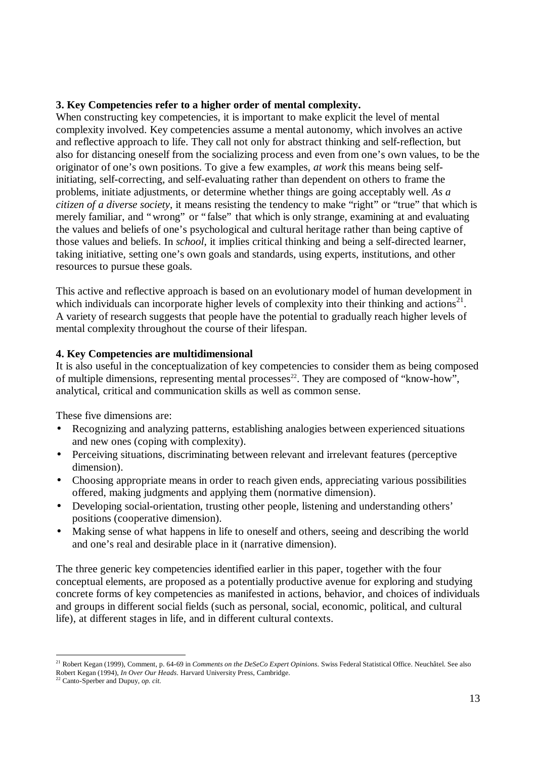**3. Key Competencies refer to a higher order of mental complexity.**

When constructing key competencies, it is important to make explicit the level of mental complexity involved. Key competencies assume a mental autonomy, which involves an active and reflective approach to life. They call not only for abstract thinking and self-reflection, but also for distancing oneself from the socializing process and even from one's own values, to be the originator of one's own positions. To give a few examples, *at work* this means being self-initiating, self-correcting, and self-evaluating rather than dependent on others to frame the problems, initiate adjustments, or determine whether things are going acceptably well. *As a citizen of a diverse society*, it means resisting the tendency to make "right" or "true" that which is merely familiar, and "wrong" or "false" that which is only strange, examining at and evaluating the values and beliefs of one's psychological and cultural heritage rather than being captive of those values and beliefs. In *school*, it implies critical thinking and being a self-directed learner, taking initiative, setting one's own goals and standards, using experts, institutions, and other resources to pursue these goals.

This active and reflective approach is based on an evolutionary model of human development in which individuals can incorporate higher levels of complexity into their thinking and actions[21]. A variety of research suggests that people have the potential to gradually reach higher levels of mental complexity throughout the course of their lifespan.

**4. Key Competencies are multidimensional**

It is also useful in the conceptualization of key competencies to consider them as being composed of multiple dimensions, representing mental processes[22]. They are composed of "know-how", analytical, critical and communication skills as well as common sense.

These five dimensions are:

- Recognizing and analyzing patterns, establishing analogies between experienced situations and new ones (coping with complexity).
- Perceiving situations, discriminating between relevant and irrelevant features (perceptive dimension).
- Choosing appropriate means in order to reach given ends, appreciating various possibilities offered, making judgments and applying them (normative dimension).
- Developing social-orientation, trusting other people, listening and understanding others' positions (cooperative dimension).
- Making sense of what happens in life to oneself and others, seeing and describing the world and one's real and desirable place in it (narrative dimension).

The three generic key competencies identified earlier in this paper, together with the four conceptual elements, are proposed as a potentially productive avenue for exploring and studying concrete forms of key competencies as manifested in actions, behavior, and choices of individuals and groups in different social fields (such as personal, social, economic, political, and cultural life), at different stages in life, and in different cultural contexts.

---

[21] Robert Kegan (1999), Comment, p. 64-69 in *Comments on the DeSeCo Expert Opinions*. Swiss Federal Statistical Office. Neuchâtel. See also Robert Kegan (1994), *In Over Our Heads*. Harvard University Press, Cambridge.

[22] Canto-Sperber and Dupuy, *op. cit.*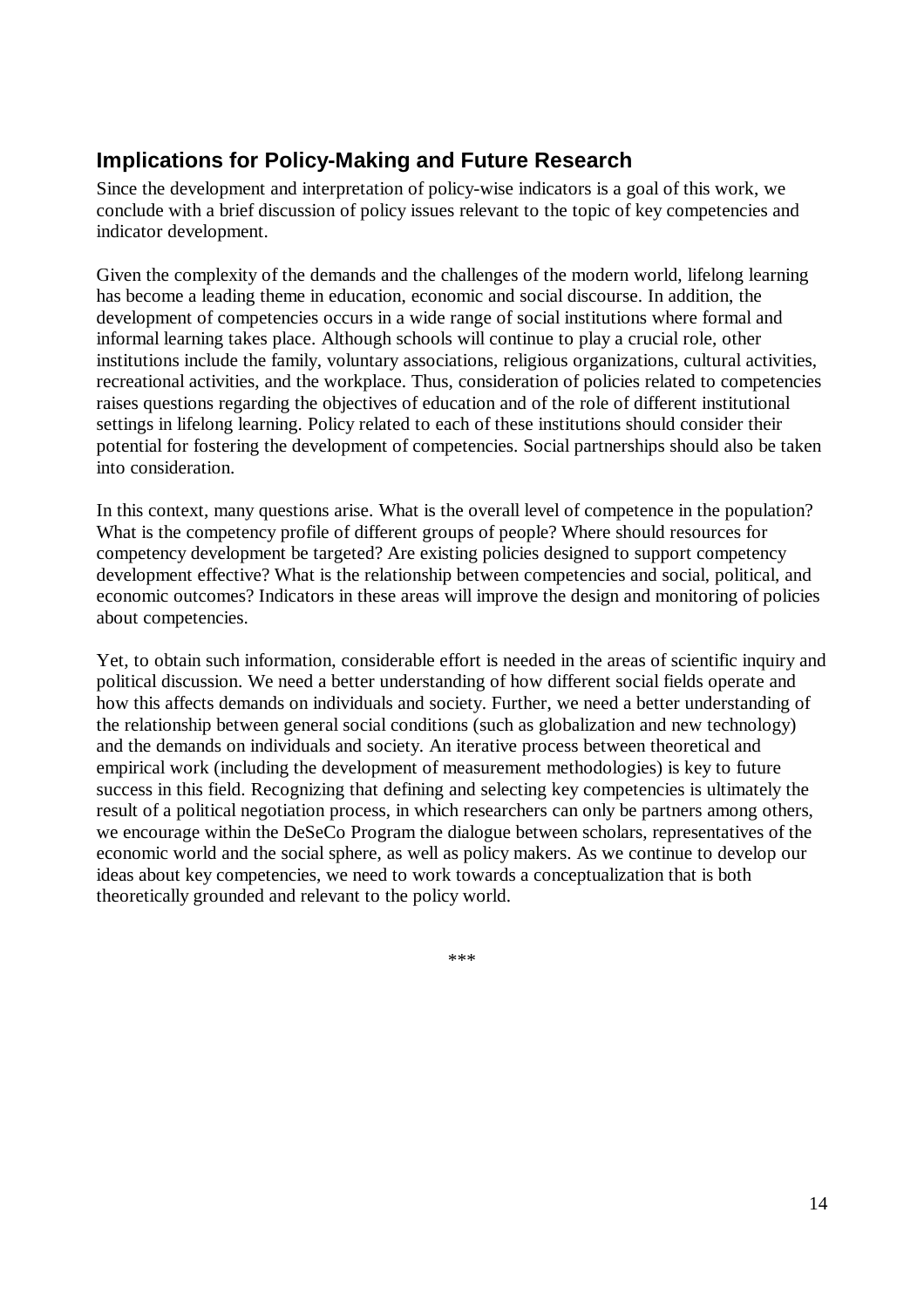## Implications for Policy-Making and Future Research

Since the development and interpretation of policy-wise indicators is a goal of this work, we conclude with a brief discussion of policy issues relevant to the topic of key competencies and indicator development.

Given the complexity of the demands and the challenges of the modern world, lifelong learning has become a leading theme in education, economic and social discourse. In addition, the development of competencies occurs in a wide range of social institutions where formal and informal learning takes place. Although schools will continue to play a crucial role, other institutions include the family, voluntary associations, religious organizations, cultural activities, recreational activities, and the workplace. Thus, consideration of policies related to competencies raises questions regarding the objectives of education and of the role of different institutional settings in lifelong learning. Policy related to each of these institutions should consider their potential for fostering the development of competencies. Social partnerships should also be taken into consideration.

In this context, many questions arise. What is the overall level of competence in the population? What is the competency profile of different groups of people? Where should resources for competency development be targeted? Are existing policies designed to support competency development effective? What is the relationship between competencies and social, political, and economic outcomes? Indicators in these areas will improve the design and monitoring of policies about competencies.

Yet, to obtain such information, considerable effort is needed in the areas of scientific inquiry and political discussion. We need a better understanding of how different social fields operate and how this affects demands on individuals and society. Further, we need a better understanding of the relationship between general social conditions (such as globalization and new technology) and the demands on individuals and society. An iterative process between theoretical and empirical work (including the development of measurement methodologies) is key to future success in this field. Recognizing that defining and selecting key competencies is ultimately the result of a political negotiation process, in which researchers can only be partners among others, we encourage within the DeSeCo Program the dialogue between scholars, representatives of the economic world and the social sphere, as well as policy makers. As we continue to develop our ideas about key competencies, we need to work towards a conceptualization that is both theoretically grounded and relevant to the policy world.

***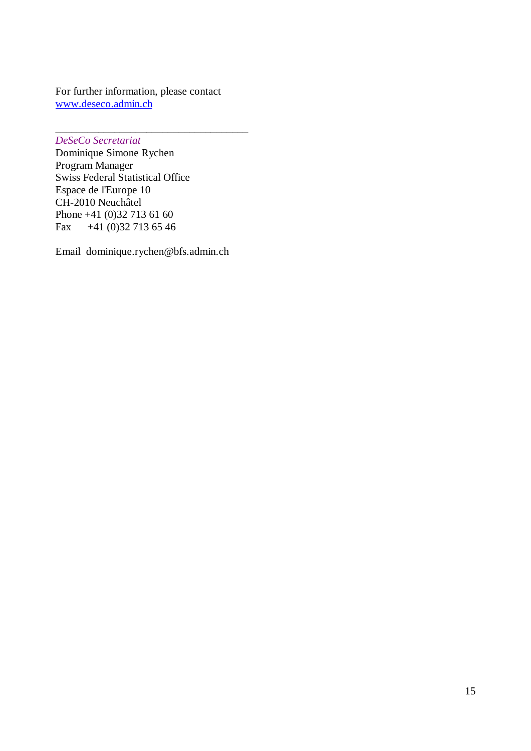For further information, please contact
[www.deseco.admin.ch](http://www.deseco.admin.ch)

___________________________________

*DeSeCo Secretariat*
Dominique Simone Rychen
Program Manager
Swiss Federal Statistical Office
Espace de l'Europe 10
CH-2010 Neuchâtel
Phone +41 (0)32 713 61 60
Fax +41 (0)32 713 65 46

Email dominique.rychen@bfs.admin.ch